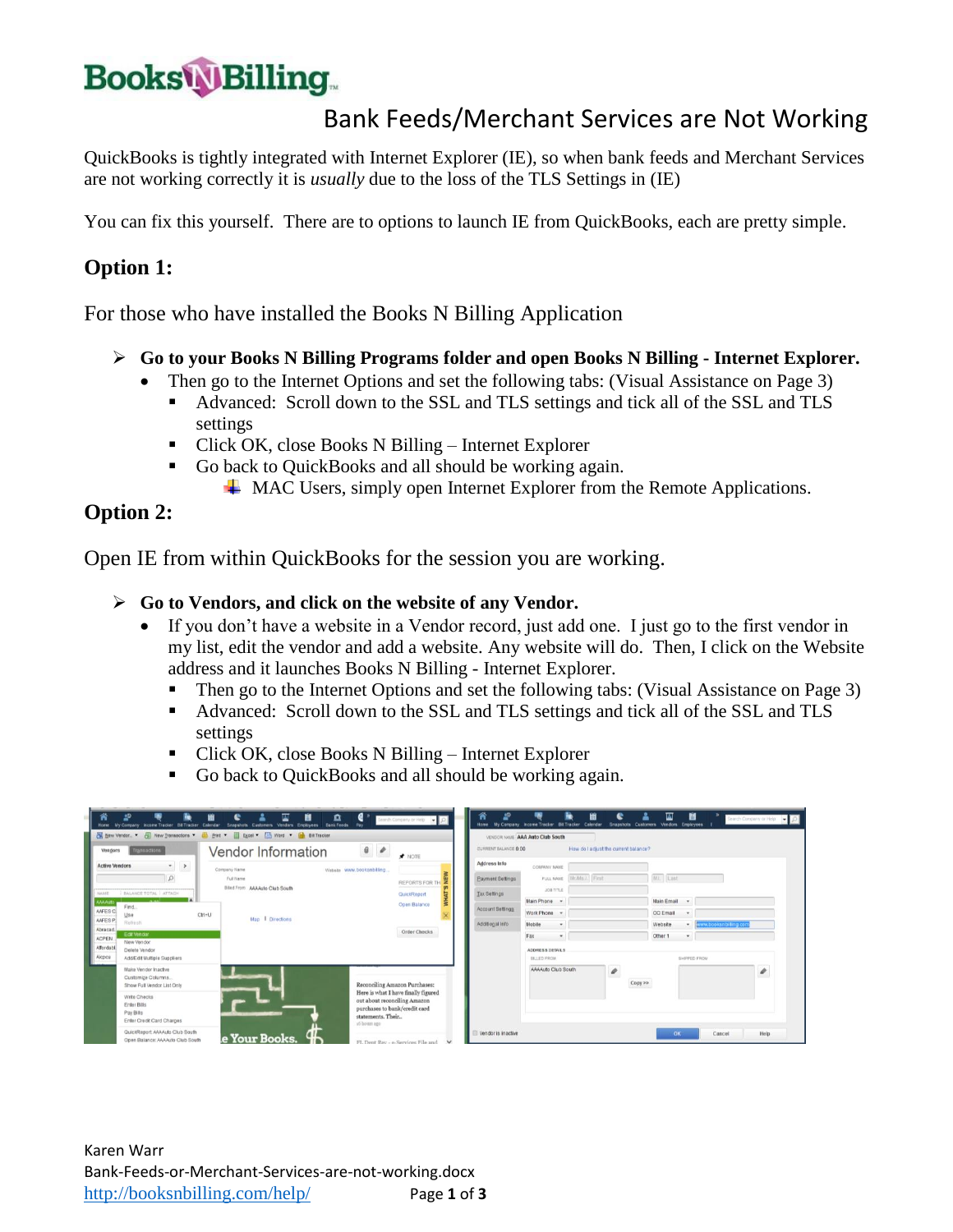# Books N Billing

## Bank Feeds/Merchant Services are Not Working

QuickBooks is tightly integrated with Internet Explorer (IE), so when bank feeds and Merchant Services are not working correctly it is *usually* due to the loss of the TLS Settings in (IE)

You can fix this yourself. There are to options to launch IE from QuickBooks, each are pretty simple.

## Option 1:

For those who have installed the Books N Billing Application

- **Go to your Books N Billing Programs folder and open Books N Billing - Internet Explorer.**
  - Then go to the Internet Options and set the following tabs: (Visual Assistance on Page 3)
    - Advanced: Scroll down to the SSL and TLS settings and tick all of the SSL and TLS settings
    - Click OK, close Books N Billing – Internet Explorer
    - Go back to QuickBooks and all should be working again.
      - MAC Users, simply open Internet Explorer from the Remote Applications.

## Option 2:

Open IE from within QuickBooks for the session you are working.

- **Go to Vendors, and click on the website of any Vendor.**
  - If you don't have a website in a Vendor record, just add one. I just go to the first vendor in my list, edit the vendor and add a website. Any website will do. Then, I click on the Website address and it launches Books N Billing - Internet Explorer.
    - Then go to the Internet Options and set the following tabs: (Visual Assistance on Page 3)
    - Advanced: Scroll down to the SSL and TLS settings and tick all of the SSL and TLS settings
    - Click OK, close Books N Billing – Internet Explorer
    - Go back to QuickBooks and all should be working again.

Karen Warr
Bank-Feeds-or-Merchant-Services-are-not-working.docx
http://booksnbilling.com/help/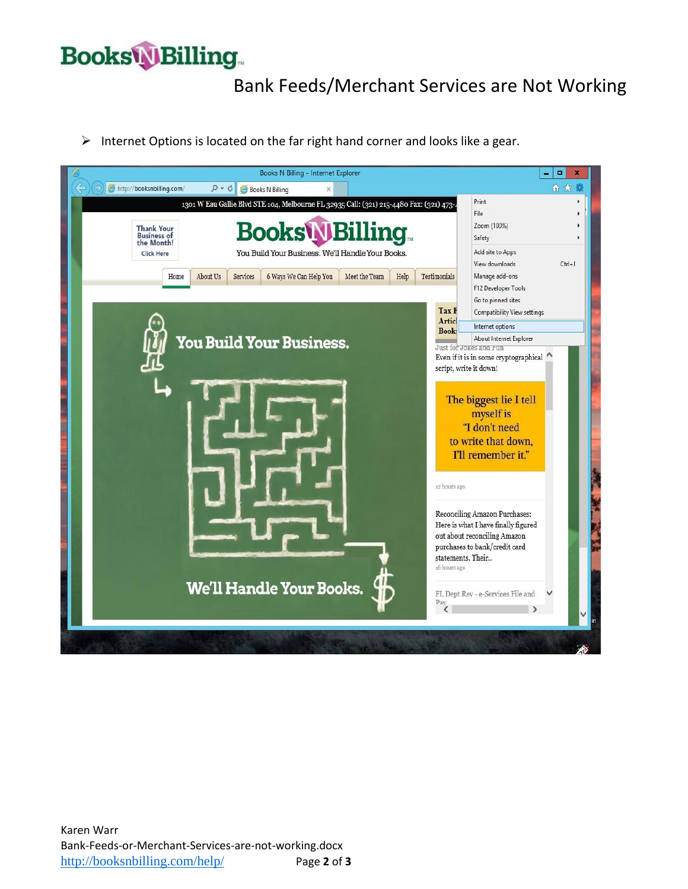- Internet Options is located on the far right hand corner and looks like a gear.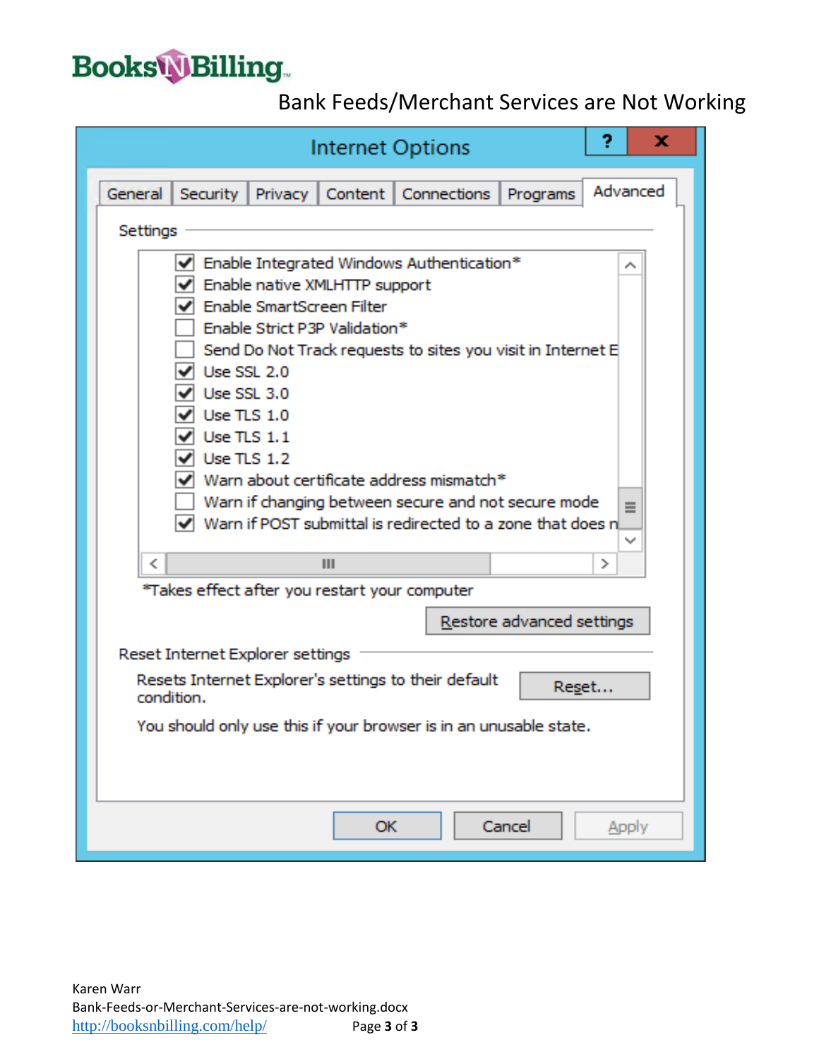Internet Options

General | Security | Privacy | Content | Connections | Programs | Advanced

Settings

- [x] Enable Integrated Windows Authentication*
- [x] Enable native XMLHTTP support
- [x] Enable SmartScreen Filter
- [ ] Enable Strict P3P Validation*
- [ ] Send Do Not Track requests to sites you visit in Internet E
- [x] Use SSL 2.0
- [x] Use SSL 3.0
- [x] Use TLS 1.0
- [x] Use TLS 1.1
- [x] Use TLS 1.2
- [x] Warn about certificate address mismatch*
- [ ] Warn if changing between secure and not secure mode
- [x] Warn if POST submittal is redirected to a zone that does n

*Takes effect after you restart your computer

Restore advanced settings

Reset Internet Explorer settings

Resets Internet Explorer's settings to their default condition.

Reset...

You should only use this if your browser is in an unusable state.

OK | Cancel | Apply